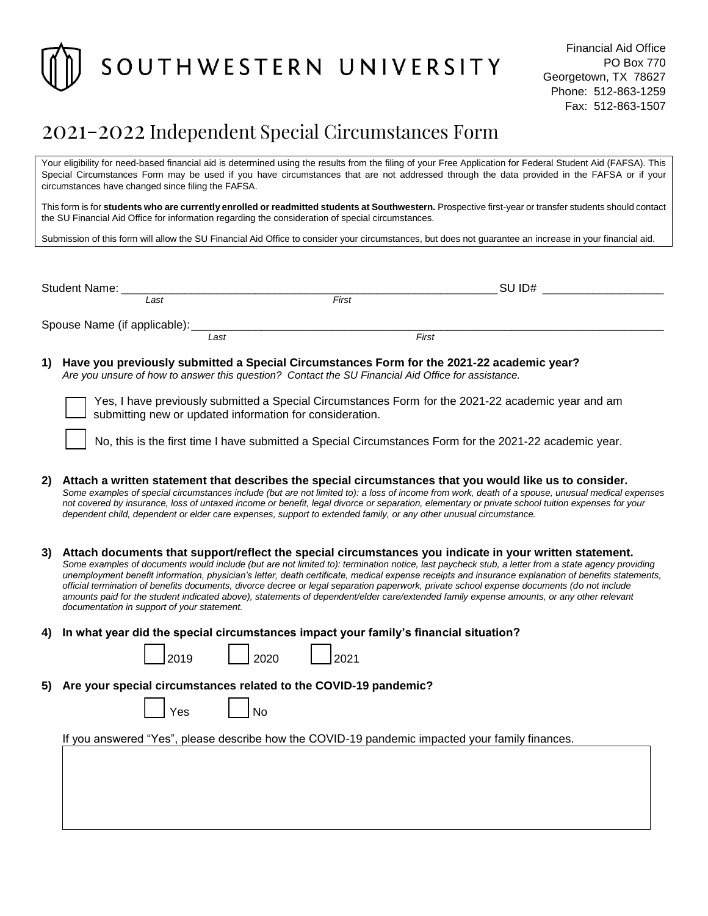SOUTHWESTERN UNIVERSITY

Financial Aid Office
PO Box 770
Georgetown, TX 78627
Phone: 512-863-1259
Fax: 512-863-1507

# 2021-2022 Independent Special Circumstances Form

Your eligibility for need-based financial aid is determined using the results from the filing of your Free Application for Federal Student Aid (FAFSA). This Special Circumstances Form may be used if you have circumstances that are not addressed through the data provided in the FAFSA or if your circumstances have changed since filing the FAFSA.

This form is for **students who are currently enrolled or readmitted students at Southwestern.** Prospective first-year or transfer students should contact the SU Financial Aid Office for information regarding the consideration of special circumstances.

Submission of this form will allow the SU Financial Aid Office to consider your circumstances, but does not guarantee an increase in your financial aid.

Student Name: ______________________________________________ SU ID# ________________
*Last* *First*

Spouse Name (if applicable): ______________________________________________
*Last* *First*

**1) Have you previously submitted a Special Circumstances Form for the 2021-22 academic year?**
*Are you unsure of how to answer this question? Contact the SU Financial Aid Office for assistance.*

☐ Yes, I have previously submitted a Special Circumstances Form for the 2021-22 academic year and am submitting new or updated information for consideration.

☐ No, this is the first time I have submitted a Special Circumstances Form for the 2021-22 academic year.

**2) Attach a written statement that describes the special circumstances that you would like us to consider.**
*Some examples of special circumstances include (but are not limited to): a loss of income from work, death of a spouse, unusual medical expenses not covered by insurance, loss of untaxed income or benefit, legal divorce or separation, elementary or private school tuition expenses for your dependent child, dependent or elder care expenses, support to extended family, or any other unusual circumstance.*

**3) Attach documents that support/reflect the special circumstances you indicate in your written statement.**
*Some examples of documents would include (but are not limited to): termination notice, last paycheck stub, a letter from a state agency providing unemployment benefit information, physician's letter, death certificate, medical expense receipts and insurance explanation of benefits statements, official termination of benefits documents, divorce decree or legal separation paperwork, private school expense documents (do not include amounts paid for the student indicated above), statements of dependent/elder care/extended family expense amounts, or any other relevant documentation in support of your statement.*

**4) In what year did the special circumstances impact your family's financial situation?**

☐ 2019 ☐ 2020 ☐ 2021

**5) Are your special circumstances related to the COVID-19 pandemic?**

☐ Yes ☐ No

If you answered "Yes", please describe how the COVID-19 pandemic impacted your family finances.

|  |
|---|
|  |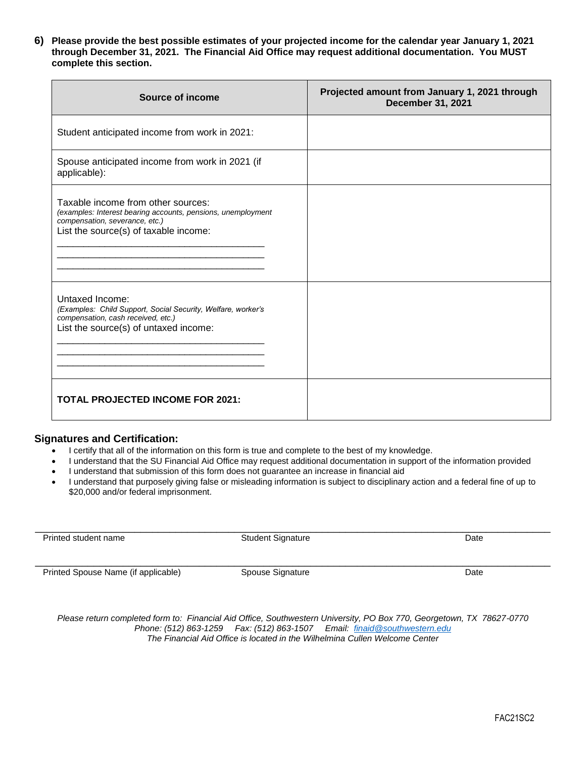**6) Please provide the best possible estimates of your projected income for the calendar year January 1, 2021 through December 31, 2021. The Financial Aid Office may request additional documentation. You MUST complete this section.**

| Source of income | Projected amount from January 1, 2021 through December 31, 2021 |
|---|---|
| Student anticipated income from work in 2021: | |
| Spouse anticipated income from work in 2021 (if applicable): | |
| Taxable income from other sources: *(examples: Interest bearing accounts, pensions, unemployment compensation, severance, etc.)* List the source(s) of taxable income: ______________________ ______________________ ______________________ | |
| Untaxed Income: *(Examples: Child Support, Social Security, Welfare, worker's compensation, cash received, etc.)* List the source(s) of untaxed income: ______________________ ______________________ ______________________ | |
| **TOTAL PROJECTED INCOME FOR 2021:** | |

## Signatures and Certification:

- I certify that all of the information on this form is true and complete to the best of my knowledge.
- I understand that the SU Financial Aid Office may request additional documentation in support of the information provided
- I understand that submission of this form does not guarantee an increase in financial aid
- I understand that purposely giving false or misleading information is subject to disciplinary action and a federal fine of up to $20,000 and/or federal imprisonment.

________________________________________________________________________________

Printed student name          Student Signature          Date

________________________________________________________________________________

Printed Spouse Name (if applicable)          Spouse Signature          Date

*Please return completed form to: Financial Aid Office, Southwestern University, PO Box 770, Georgetown, TX 78627-0770*
*Phone: (512) 863-1259   Fax: (512) 863-1507   Email: finaid@southwestern.edu*
*The Financial Aid Office is located in the Wilhelmina Cullen Welcome Center*

FAC21SC2